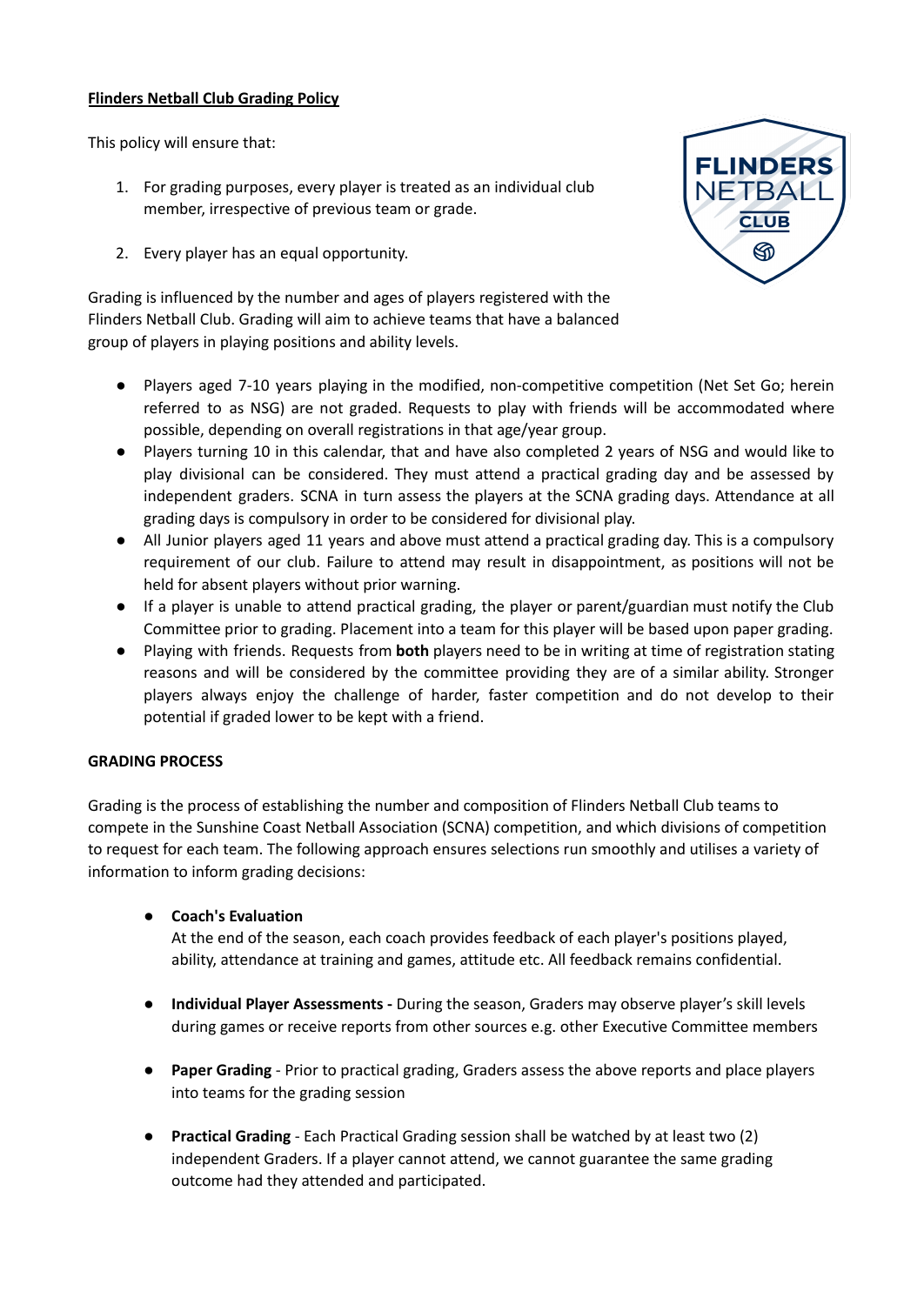**Flinders Netball Club Grading Policy**

This policy will ensure that:

1. For grading purposes, every player is treated as an individual club member, irrespective of previous team or grade.
2. Every player has an equal opportunity.

Grading is influenced by the number and ages of players registered with the Flinders Netball Club. Grading will aim to achieve teams that have a balanced group of players in playing positions and ability levels.

- Players aged 7-10 years playing in the modified, non-competitive competition (Net Set Go; herein referred to as NSG) are not graded. Requests to play with friends will be accommodated where possible, depending on overall registrations in that age/year group.
- Players turning 10 in this calendar, that and have also completed 2 years of NSG and would like to play divisional can be considered. They must attend a practical grading day and be assessed by independent graders. SCNA in turn assess the players at the SCNA grading days. Attendance at all grading days is compulsory in order to be considered for divisional play.
- All Junior players aged 11 years and above must attend a practical grading day. This is a compulsory requirement of our club. Failure to attend may result in disappointment, as positions will not be held for absent players without prior warning.
- If a player is unable to attend practical grading, the player or parent/guardian must notify the Club Committee prior to grading. Placement into a team for this player will be based upon paper grading.
- Playing with friends. Requests from **both** players need to be in writing at time of registration stating reasons and will be considered by the committee providing they are of a similar ability. Stronger players always enjoy the challenge of harder, faster competition and do not develop to their potential if graded lower to be kept with a friend.

**GRADING PROCESS**

Grading is the process of establishing the number and composition of Flinders Netball Club teams to compete in the Sunshine Coast Netball Association (SCNA) competition, and which divisions of competition to request for each team. The following approach ensures selections run smoothly and utilises a variety of information to inform grading decisions:

- **Coach's Evaluation**
  At the end of the season, each coach provides feedback of each player's positions played, ability, attendance at training and games, attitude etc. All feedback remains confidential.
- **Individual Player Assessments -** During the season, Graders may observe player's skill levels during games or receive reports from other sources e.g. other Executive Committee members
- **Paper Grading** - Prior to practical grading, Graders assess the above reports and place players into teams for the grading session
- **Practical Grading** - Each Practical Grading session shall be watched by at least two (2) independent Graders. If a player cannot attend, we cannot guarantee the same grading outcome had they attended and participated.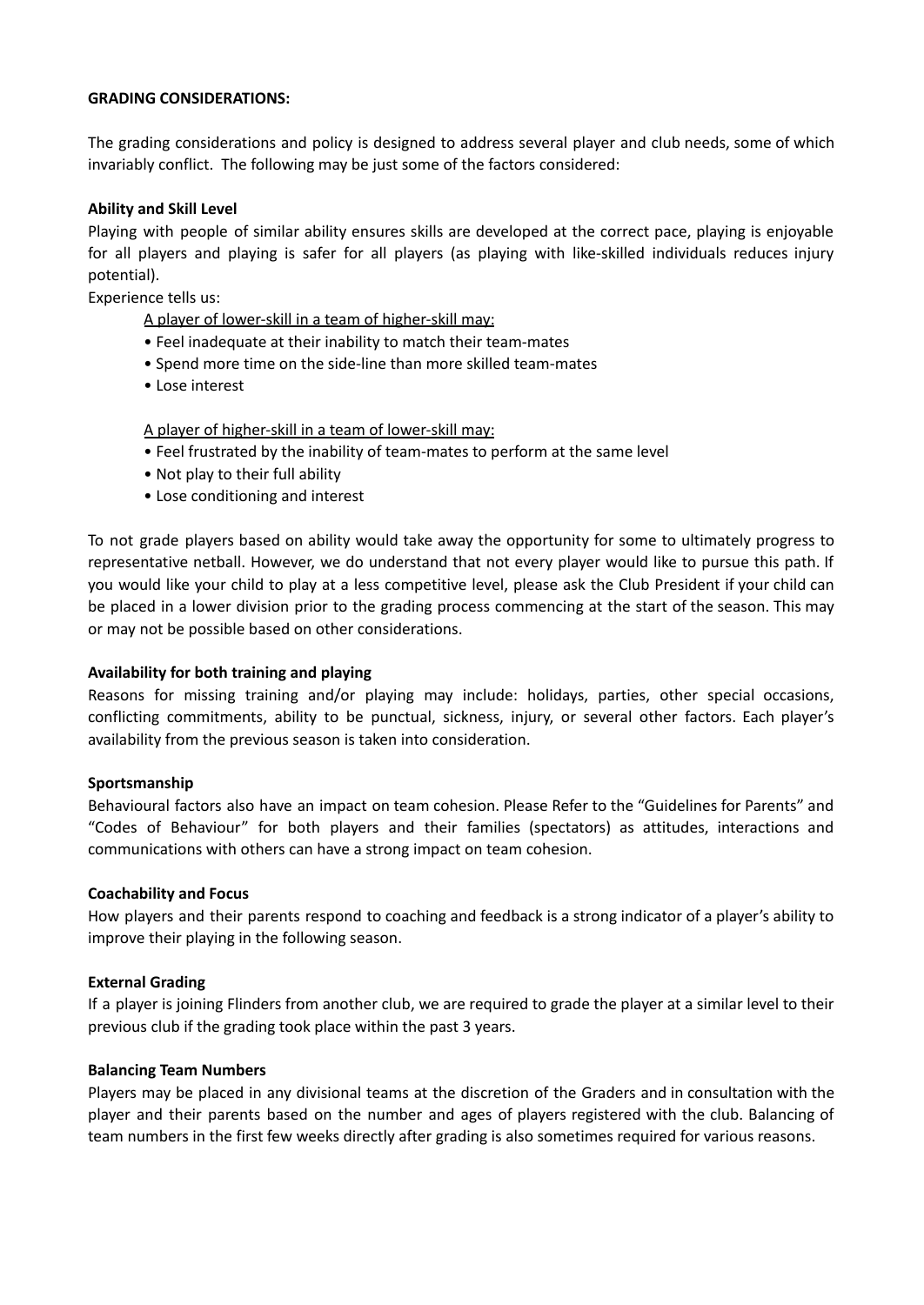**GRADING CONSIDERATIONS:**

The grading considerations and policy is designed to address several player and club needs, some of which invariably conflict. The following may be just some of the factors considered:

**Ability and Skill Level**

Playing with people of similar ability ensures skills are developed at the correct pace, playing is enjoyable for all players and playing is safer for all players (as playing with like-skilled individuals reduces injury potential).

Experience tells us:

<u>A player of lower-skill in a team of higher-skill may:</u>

- Feel inadequate at their inability to match their team-mates
- Spend more time on the side-line than more skilled team-mates
- Lose interest

<u>A player of higher-skill in a team of lower-skill may:</u>

- Feel frustrated by the inability of team-mates to perform at the same level
- Not play to their full ability
- Lose conditioning and interest

To not grade players based on ability would take away the opportunity for some to ultimately progress to representative netball. However, we do understand that not every player would like to pursue this path. If you would like your child to play at a less competitive level, please ask the Club President if your child can be placed in a lower division prior to the grading process commencing at the start of the season. This may or may not be possible based on other considerations.

**Availability for both training and playing**

Reasons for missing training and/or playing may include: holidays, parties, other special occasions, conflicting commitments, ability to be punctual, sickness, injury, or several other factors. Each player's availability from the previous season is taken into consideration.

**Sportsmanship**

Behavioural factors also have an impact on team cohesion. Please Refer to the "Guidelines for Parents" and "Codes of Behaviour" for both players and their families (spectators) as attitudes, interactions and communications with others can have a strong impact on team cohesion.

**Coachability and Focus**

How players and their parents respond to coaching and feedback is a strong indicator of a player's ability to improve their playing in the following season.

**External Grading**

If a player is joining Flinders from another club, we are required to grade the player at a similar level to their previous club if the grading took place within the past 3 years.

**Balancing Team Numbers**

Players may be placed in any divisional teams at the discretion of the Graders and in consultation with the player and their parents based on the number and ages of players registered with the club. Balancing of team numbers in the first few weeks directly after grading is also sometimes required for various reasons.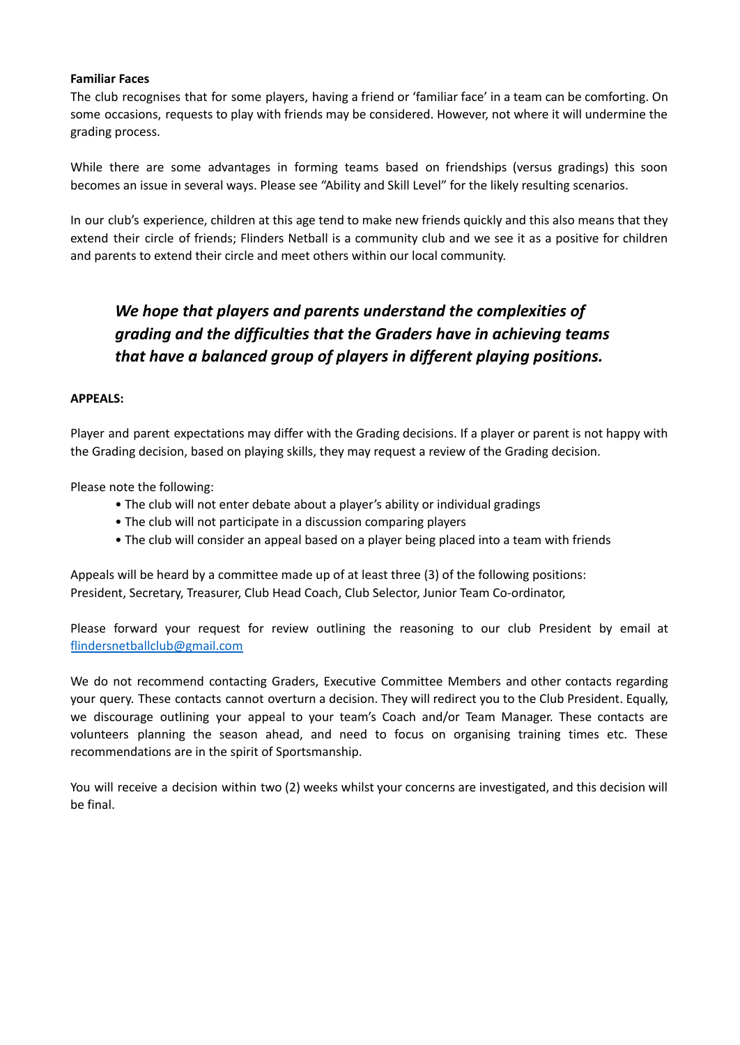**Familiar Faces**

The club recognises that for some players, having a friend or 'familiar face' in a team can be comforting. On some occasions, requests to play with friends may be considered. However, not where it will undermine the grading process.

While there are some advantages in forming teams based on friendships (versus gradings) this soon becomes an issue in several ways. Please see "Ability and Skill Level" for the likely resulting scenarios.

In our club's experience, children at this age tend to make new friends quickly and this also means that they extend their circle of friends; Flinders Netball is a community club and we see it as a positive for children and parents to extend their circle and meet others within our local community.

***We hope that players and parents understand the complexities of grading and the difficulties that the Graders have in achieving teams that have a balanced group of players in different playing positions.***

**APPEALS:**

Player and parent expectations may differ with the Grading decisions. If a player or parent is not happy with the Grading decision, based on playing skills, they may request a review of the Grading decision.

Please note the following:

- The club will not enter debate about a player's ability or individual gradings
- The club will not participate in a discussion comparing players
- The club will consider an appeal based on a player being placed into a team with friends

Appeals will be heard by a committee made up of at least three (3) of the following positions:
President, Secretary, Treasurer, Club Head Coach, Club Selector, Junior Team Co-ordinator,

Please forward your request for review outlining the reasoning to our club President by email at flindersnetballclub@gmail.com

We do not recommend contacting Graders, Executive Committee Members and other contacts regarding your query. These contacts cannot overturn a decision. They will redirect you to the Club President. Equally, we discourage outlining your appeal to your team's Coach and/or Team Manager. These contacts are volunteers planning the season ahead, and need to focus on organising training times etc. These recommendations are in the spirit of Sportsmanship.

You will receive a decision within two (2) weeks whilst your concerns are investigated, and this decision will be final.